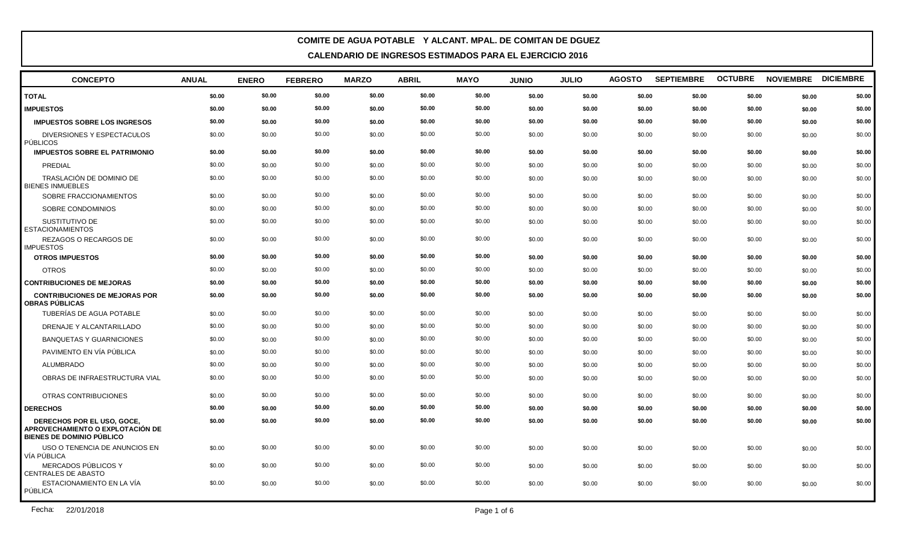# COMITE DE AGUA POTABLE Y ALCANT. MPAL. DE COMITAN DE DGUEZ

## CALENDARIO DE INGRESOS ESTIMADOS PARA EL EJERCICIO 2016

| CONCEPTO | ANUAL | ENERO | FEBRERO | MARZO | ABRIL | MAYO | JUNIO | JULIO | AGOSTO | SEPTIEMBRE | OCTUBRE | NOVIEMBRE | DICIEMBRE |
|---|---|---|---|---|---|---|---|---|---|---|---|---|---|
| **TOTAL** | **$0.00** | **$0.00** | **$0.00** | **$0.00** | **$0.00** | **$0.00** | **$0.00** | **$0.00** | **$0.00** | **$0.00** | **$0.00** | **$0.00** | **$0.00** |
| **IMPUESTOS** | **$0.00** | **$0.00** | **$0.00** | **$0.00** | **$0.00** | **$0.00** | **$0.00** | **$0.00** | **$0.00** | **$0.00** | **$0.00** | **$0.00** | **$0.00** |
| **IMPUESTOS SOBRE LOS INGRESOS** | **$0.00** | **$0.00** | **$0.00** | **$0.00** | **$0.00** | **$0.00** | **$0.00** | **$0.00** | **$0.00** | **$0.00** | **$0.00** | **$0.00** | **$0.00** |
| DIVERSIONES Y ESPECTACULOS PÚBLICOS | $0.00 | $0.00 | $0.00 | $0.00 | $0.00 | $0.00 | $0.00 | $0.00 | $0.00 | $0.00 | $0.00 | $0.00 | $0.00 |
| **IMPUESTOS SOBRE EL PATRIMONIO** | **$0.00** | **$0.00** | **$0.00** | **$0.00** | **$0.00** | **$0.00** | **$0.00** | **$0.00** | **$0.00** | **$0.00** | **$0.00** | **$0.00** | **$0.00** |
| PREDIAL | $0.00 | $0.00 | $0.00 | $0.00 | $0.00 | $0.00 | $0.00 | $0.00 | $0.00 | $0.00 | $0.00 | $0.00 | $0.00 |
| TRASLACIÓN DE DOMINIO DE BIENES INMUEBLES | $0.00 | $0.00 | $0.00 | $0.00 | $0.00 | $0.00 | $0.00 | $0.00 | $0.00 | $0.00 | $0.00 | $0.00 | $0.00 |
| SOBRE FRACCIONAMIENTOS | $0.00 | $0.00 | $0.00 | $0.00 | $0.00 | $0.00 | $0.00 | $0.00 | $0.00 | $0.00 | $0.00 | $0.00 | $0.00 |
| SOBRE CONDOMINIOS | $0.00 | $0.00 | $0.00 | $0.00 | $0.00 | $0.00 | $0.00 | $0.00 | $0.00 | $0.00 | $0.00 | $0.00 | $0.00 |
| SUSTITUTIVO DE ESTACIONAMIENTOS | $0.00 | $0.00 | $0.00 | $0.00 | $0.00 | $0.00 | $0.00 | $0.00 | $0.00 | $0.00 | $0.00 | $0.00 | $0.00 |
| REZAGOS O RECARGOS DE IMPUESTOS | $0.00 | $0.00 | $0.00 | $0.00 | $0.00 | $0.00 | $0.00 | $0.00 | $0.00 | $0.00 | $0.00 | $0.00 | $0.00 |
| **OTROS IMPUESTOS** | **$0.00** | **$0.00** | **$0.00** | **$0.00** | **$0.00** | **$0.00** | **$0.00** | **$0.00** | **$0.00** | **$0.00** | **$0.00** | **$0.00** | **$0.00** |
| OTROS | $0.00 | $0.00 | $0.00 | $0.00 | $0.00 | $0.00 | $0.00 | $0.00 | $0.00 | $0.00 | $0.00 | $0.00 | $0.00 |
| **CONTRIBUCIONES DE MEJORAS** | **$0.00** | **$0.00** | **$0.00** | **$0.00** | **$0.00** | **$0.00** | **$0.00** | **$0.00** | **$0.00** | **$0.00** | **$0.00** | **$0.00** | **$0.00** |
| **CONTRIBUCIONES DE MEJORAS POR OBRAS PÚBLICAS** | **$0.00** | **$0.00** | **$0.00** | **$0.00** | **$0.00** | **$0.00** | **$0.00** | **$0.00** | **$0.00** | **$0.00** | **$0.00** | **$0.00** | **$0.00** |
| TUBERÍAS DE AGUA POTABLE | $0.00 | $0.00 | $0.00 | $0.00 | $0.00 | $0.00 | $0.00 | $0.00 | $0.00 | $0.00 | $0.00 | $0.00 | $0.00 |
| DRENAJE Y ALCANTARILLADO | $0.00 | $0.00 | $0.00 | $0.00 | $0.00 | $0.00 | $0.00 | $0.00 | $0.00 | $0.00 | $0.00 | $0.00 | $0.00 |
| BANQUETAS Y GUARNICIONES | $0.00 | $0.00 | $0.00 | $0.00 | $0.00 | $0.00 | $0.00 | $0.00 | $0.00 | $0.00 | $0.00 | $0.00 | $0.00 |
| PAVIMENTO EN VÍA PÚBLICA | $0.00 | $0.00 | $0.00 | $0.00 | $0.00 | $0.00 | $0.00 | $0.00 | $0.00 | $0.00 | $0.00 | $0.00 | $0.00 |
| ALUMBRADO | $0.00 | $0.00 | $0.00 | $0.00 | $0.00 | $0.00 | $0.00 | $0.00 | $0.00 | $0.00 | $0.00 | $0.00 | $0.00 |
| OBRAS DE INFRAESTRUCTURA VIAL | $0.00 | $0.00 | $0.00 | $0.00 | $0.00 | $0.00 | $0.00 | $0.00 | $0.00 | $0.00 | $0.00 | $0.00 | $0.00 |
| OTRAS CONTRIBUCIONES | $0.00 | $0.00 | $0.00 | $0.00 | $0.00 | $0.00 | $0.00 | $0.00 | $0.00 | $0.00 | $0.00 | $0.00 | $0.00 |
| **DERECHOS** | **$0.00** | **$0.00** | **$0.00** | **$0.00** | **$0.00** | **$0.00** | **$0.00** | **$0.00** | **$0.00** | **$0.00** | **$0.00** | **$0.00** | **$0.00** |
| **DERECHOS POR EL USO, GOCE, APROVECHAMIENTO O EXPLOTACIÓN DE BIENES DE DOMINIO PÚBLICO** | **$0.00** | **$0.00** | **$0.00** | **$0.00** | **$0.00** | **$0.00** | **$0.00** | **$0.00** | **$0.00** | **$0.00** | **$0.00** | **$0.00** | **$0.00** |
| USO O TENENCIA DE ANUNCIOS EN VÍA PÚBLICA | $0.00 | $0.00 | $0.00 | $0.00 | $0.00 | $0.00 | $0.00 | $0.00 | $0.00 | $0.00 | $0.00 | $0.00 | $0.00 |
| MERCADOS PÚBLICOS Y CENTRALES DE ABASTO | $0.00 | $0.00 | $0.00 | $0.00 | $0.00 | $0.00 | $0.00 | $0.00 | $0.00 | $0.00 | $0.00 | $0.00 | $0.00 |
| ESTACIONAMIENTO EN LA VÍA PÚBLICA | $0.00 | $0.00 | $0.00 | $0.00 | $0.00 | $0.00 | $0.00 | $0.00 | $0.00 | $0.00 | $0.00 | $0.00 | $0.00 |

Fecha: 22/01/2018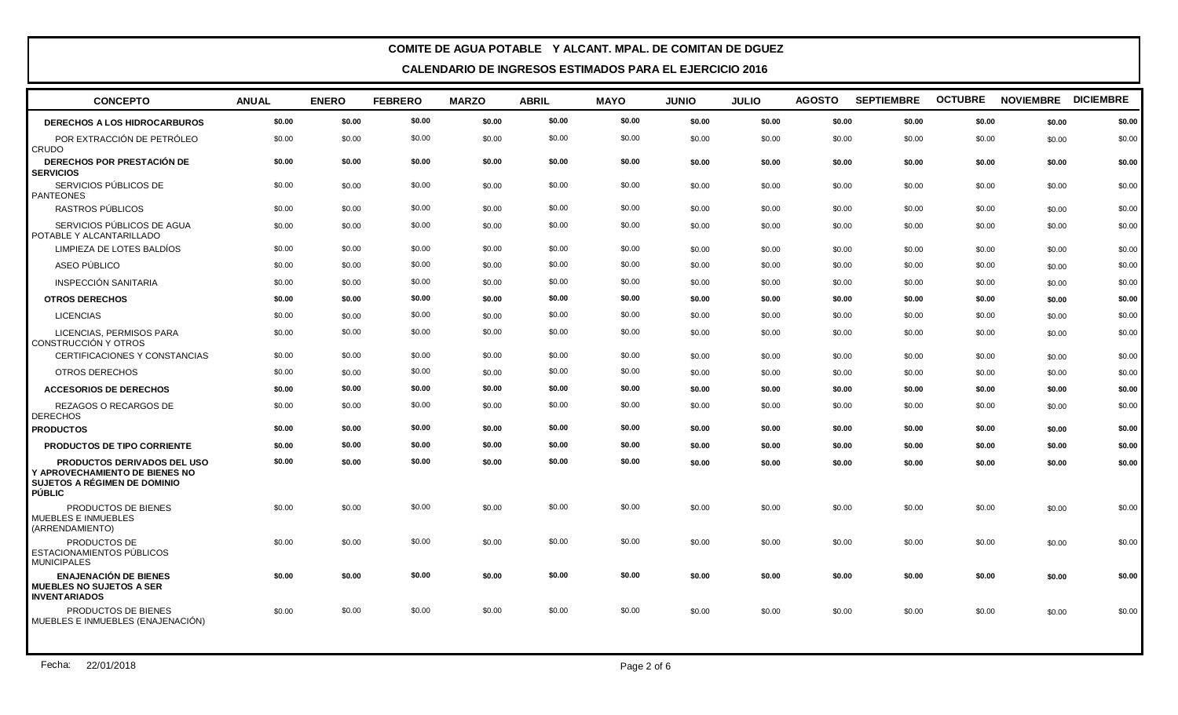## COMITE DE AGUA POTABLE Y ALCANT. MPAL. DE COMITAN DE DGUEZ

### CALENDARIO DE INGRESOS ESTIMADOS PARA EL EJERCICIO 2016

| CONCEPTO | ANUAL | ENERO | FEBRERO | MARZO | ABRIL | MAYO | JUNIO | JULIO | AGOSTO | SEPTIEMBRE | OCTUBRE | NOVIEMBRE | DICIEMBRE |
|---|---|---|---|---|---|---|---|---|---|---|---|---|---|
| **DERECHOS A LOS HIDROCARBUROS** | **$0.00** | **$0.00** | **$0.00** | **$0.00** | **$0.00** | **$0.00** | **$0.00** | **$0.00** | **$0.00** | **$0.00** | **$0.00** | **$0.00** | **$0.00** |
| POR EXTRACCIÓN DE PETRÓLEO CRUDO | $0.00 | $0.00 | $0.00 | $0.00 | $0.00 | $0.00 | $0.00 | $0.00 | $0.00 | $0.00 | $0.00 | $0.00 | $0.00 |
| **DERECHOS POR PRESTACIÓN DE SERVICIOS** | **$0.00** | **$0.00** | **$0.00** | **$0.00** | **$0.00** | **$0.00** | **$0.00** | **$0.00** | **$0.00** | **$0.00** | **$0.00** | **$0.00** | **$0.00** |
| SERVICIOS PÚBLICOS DE PANTEONES | $0.00 | $0.00 | $0.00 | $0.00 | $0.00 | $0.00 | $0.00 | $0.00 | $0.00 | $0.00 | $0.00 | $0.00 | $0.00 |
| RASTROS PÚBLICOS | $0.00 | $0.00 | $0.00 | $0.00 | $0.00 | $0.00 | $0.00 | $0.00 | $0.00 | $0.00 | $0.00 | $0.00 | $0.00 |
| SERVICIOS PÚBLICOS DE AGUA POTABLE Y ALCANTARILLADO | $0.00 | $0.00 | $0.00 | $0.00 | $0.00 | $0.00 | $0.00 | $0.00 | $0.00 | $0.00 | $0.00 | $0.00 | $0.00 |
| LIMPIEZA DE LOTES BALDÍOS | $0.00 | $0.00 | $0.00 | $0.00 | $0.00 | $0.00 | $0.00 | $0.00 | $0.00 | $0.00 | $0.00 | $0.00 | $0.00 |
| ASEO PÚBLICO | $0.00 | $0.00 | $0.00 | $0.00 | $0.00 | $0.00 | $0.00 | $0.00 | $0.00 | $0.00 | $0.00 | $0.00 | $0.00 |
| INSPECCIÓN SANITARIA | $0.00 | $0.00 | $0.00 | $0.00 | $0.00 | $0.00 | $0.00 | $0.00 | $0.00 | $0.00 | $0.00 | $0.00 | $0.00 |
| **OTROS DERECHOS** | **$0.00** | **$0.00** | **$0.00** | **$0.00** | **$0.00** | **$0.00** | **$0.00** | **$0.00** | **$0.00** | **$0.00** | **$0.00** | **$0.00** | **$0.00** |
| LICENCIAS | $0.00 | $0.00 | $0.00 | $0.00 | $0.00 | $0.00 | $0.00 | $0.00 | $0.00 | $0.00 | $0.00 | $0.00 | $0.00 |
| LICENCIAS, PERMISOS PARA CONSTRUCCIÓN Y OTROS | $0.00 | $0.00 | $0.00 | $0.00 | $0.00 | $0.00 | $0.00 | $0.00 | $0.00 | $0.00 | $0.00 | $0.00 | $0.00 |
| CERTIFICACIONES Y CONSTANCIAS | $0.00 | $0.00 | $0.00 | $0.00 | $0.00 | $0.00 | $0.00 | $0.00 | $0.00 | $0.00 | $0.00 | $0.00 | $0.00 |
| OTROS DERECHOS | $0.00 | $0.00 | $0.00 | $0.00 | $0.00 | $0.00 | $0.00 | $0.00 | $0.00 | $0.00 | $0.00 | $0.00 | $0.00 |
| **ACCESORIOS DE DERECHOS** | **$0.00** | **$0.00** | **$0.00** | **$0.00** | **$0.00** | **$0.00** | **$0.00** | **$0.00** | **$0.00** | **$0.00** | **$0.00** | **$0.00** | **$0.00** |
| REZAGOS O RECARGOS DE DERECHOS | $0.00 | $0.00 | $0.00 | $0.00 | $0.00 | $0.00 | $0.00 | $0.00 | $0.00 | $0.00 | $0.00 | $0.00 | $0.00 |
| **PRODUCTOS** | **$0.00** | **$0.00** | **$0.00** | **$0.00** | **$0.00** | **$0.00** | **$0.00** | **$0.00** | **$0.00** | **$0.00** | **$0.00** | **$0.00** | **$0.00** |
| **PRODUCTOS DE TIPO CORRIENTE** | **$0.00** | **$0.00** | **$0.00** | **$0.00** | **$0.00** | **$0.00** | **$0.00** | **$0.00** | **$0.00** | **$0.00** | **$0.00** | **$0.00** | **$0.00** |
| **PRODUCTOS DERIVADOS DEL USO Y APROVECHAMIENTO DE BIENES NO SUJETOS A RÉGIMEN DE DOMINIO PÚBLIC** | **$0.00** | **$0.00** | **$0.00** | **$0.00** | **$0.00** | **$0.00** | **$0.00** | **$0.00** | **$0.00** | **$0.00** | **$0.00** | **$0.00** | **$0.00** |
| PRODUCTOS DE BIENES MUEBLES E INMUEBLES (ARRENDAMIENTO) | $0.00 | $0.00 | $0.00 | $0.00 | $0.00 | $0.00 | $0.00 | $0.00 | $0.00 | $0.00 | $0.00 | $0.00 | $0.00 |
| PRODUCTOS DE ESTACIONAMIENTOS PÚBLICOS MUNICIPALES | $0.00 | $0.00 | $0.00 | $0.00 | $0.00 | $0.00 | $0.00 | $0.00 | $0.00 | $0.00 | $0.00 | $0.00 | $0.00 |
| **ENAJENACIÓN DE BIENES MUEBLES NO SUJETOS A SER INVENTARIADOS** | **$0.00** | **$0.00** | **$0.00** | **$0.00** | **$0.00** | **$0.00** | **$0.00** | **$0.00** | **$0.00** | **$0.00** | **$0.00** | **$0.00** | **$0.00** |
| PRODUCTOS DE BIENES MUEBLES E INMUEBLES (ENAJENACIÓN) | $0.00 | $0.00 | $0.00 | $0.00 | $0.00 | $0.00 | $0.00 | $0.00 | $0.00 | $0.00 | $0.00 | $0.00 | $0.00 |

Fecha: 22/01/2018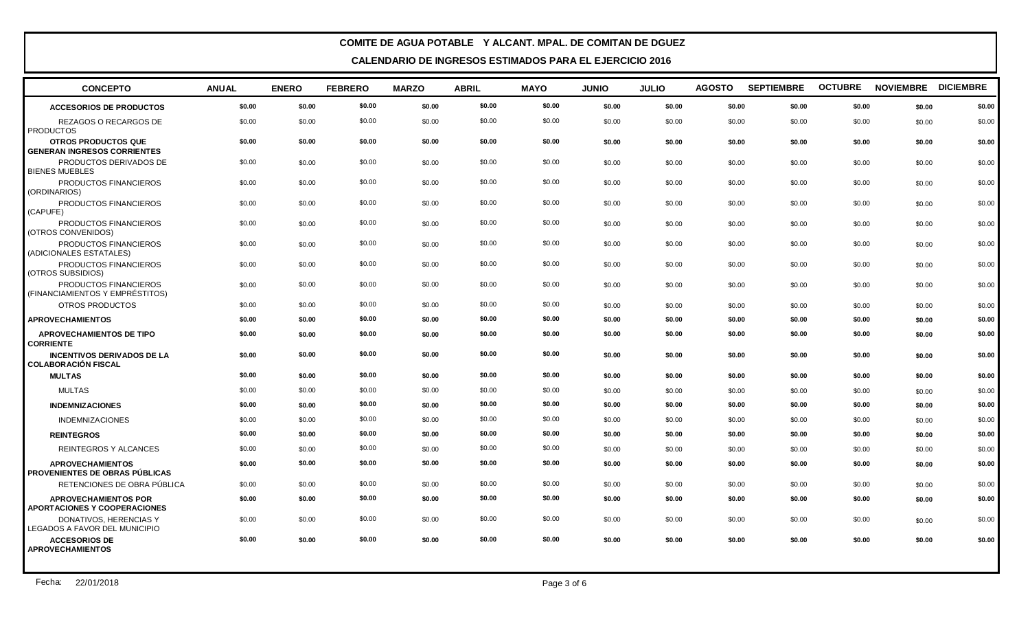## COMITE DE AGUA POTABLE Y ALCANT. MPAL. DE COMITAN DE DGUEZ

### CALENDARIO DE INGRESOS ESTIMADOS PARA EL EJERCICIO 2016

| CONCEPTO | ANUAL | ENERO | FEBRERO | MARZO | ABRIL | MAYO | JUNIO | JULIO | AGOSTO | SEPTIEMBRE | OCTUBRE | NOVIEMBRE | DICIEMBRE |
|---|---|---|---|---|---|---|---|---|---|---|---|---|---|
| **ACCESORIOS DE PRODUCTOS** | **$0.00** | **$0.00** | **$0.00** | **$0.00** | **$0.00** | **$0.00** | **$0.00** | **$0.00** | **$0.00** | **$0.00** | **$0.00** | **$0.00** | **$0.00** |
| REZAGOS O RECARGOS DE PRODUCTOS | $0.00 | $0.00 | $0.00 | $0.00 | $0.00 | $0.00 | $0.00 | $0.00 | $0.00 | $0.00 | $0.00 | $0.00 | $0.00 |
| **OTROS PRODUCTOS QUE GENERAN INGRESOS CORRIENTES** | **$0.00** | **$0.00** | **$0.00** | **$0.00** | **$0.00** | **$0.00** | **$0.00** | **$0.00** | **$0.00** | **$0.00** | **$0.00** | **$0.00** | **$0.00** |
| PRODUCTOS DERIVADOS DE BIENES MUEBLES | $0.00 | $0.00 | $0.00 | $0.00 | $0.00 | $0.00 | $0.00 | $0.00 | $0.00 | $0.00 | $0.00 | $0.00 | $0.00 |
| PRODUCTOS FINANCIEROS (ORDINARIOS) | $0.00 | $0.00 | $0.00 | $0.00 | $0.00 | $0.00 | $0.00 | $0.00 | $0.00 | $0.00 | $0.00 | $0.00 | $0.00 |
| PRODUCTOS FINANCIEROS (CAPUFE) | $0.00 | $0.00 | $0.00 | $0.00 | $0.00 | $0.00 | $0.00 | $0.00 | $0.00 | $0.00 | $0.00 | $0.00 | $0.00 |
| PRODUCTOS FINANCIEROS (OTROS CONVENIDOS) | $0.00 | $0.00 | $0.00 | $0.00 | $0.00 | $0.00 | $0.00 | $0.00 | $0.00 | $0.00 | $0.00 | $0.00 | $0.00 |
| PRODUCTOS FINANCIEROS (ADICIONALES ESTATALES) | $0.00 | $0.00 | $0.00 | $0.00 | $0.00 | $0.00 | $0.00 | $0.00 | $0.00 | $0.00 | $0.00 | $0.00 | $0.00 |
| PRODUCTOS FINANCIEROS (OTROS SUBSIDIOS) | $0.00 | $0.00 | $0.00 | $0.00 | $0.00 | $0.00 | $0.00 | $0.00 | $0.00 | $0.00 | $0.00 | $0.00 | $0.00 |
| PRODUCTOS FINANCIEROS (FINANCIAMIENTOS Y EMPRÉSTITOS) | $0.00 | $0.00 | $0.00 | $0.00 | $0.00 | $0.00 | $0.00 | $0.00 | $0.00 | $0.00 | $0.00 | $0.00 | $0.00 |
| OTROS PRODUCTOS | $0.00 | $0.00 | $0.00 | $0.00 | $0.00 | $0.00 | $0.00 | $0.00 | $0.00 | $0.00 | $0.00 | $0.00 | $0.00 |
| **APROVECHAMIENTOS** | **$0.00** | **$0.00** | **$0.00** | **$0.00** | **$0.00** | **$0.00** | **$0.00** | **$0.00** | **$0.00** | **$0.00** | **$0.00** | **$0.00** | **$0.00** |
| **APROVECHAMIENTOS DE TIPO CORRIENTE** | **$0.00** | **$0.00** | **$0.00** | **$0.00** | **$0.00** | **$0.00** | **$0.00** | **$0.00** | **$0.00** | **$0.00** | **$0.00** | **$0.00** | **$0.00** |
| **INCENTIVOS DERIVADOS DE LA COLABORACIÓN FISCAL** | **$0.00** | **$0.00** | **$0.00** | **$0.00** | **$0.00** | **$0.00** | **$0.00** | **$0.00** | **$0.00** | **$0.00** | **$0.00** | **$0.00** | **$0.00** |
| **MULTAS** | **$0.00** | **$0.00** | **$0.00** | **$0.00** | **$0.00** | **$0.00** | **$0.00** | **$0.00** | **$0.00** | **$0.00** | **$0.00** | **$0.00** | **$0.00** |
| MULTAS | $0.00 | $0.00 | $0.00 | $0.00 | $0.00 | $0.00 | $0.00 | $0.00 | $0.00 | $0.00 | $0.00 | $0.00 | $0.00 |
| **INDEMNIZACIONES** | **$0.00** | **$0.00** | **$0.00** | **$0.00** | **$0.00** | **$0.00** | **$0.00** | **$0.00** | **$0.00** | **$0.00** | **$0.00** | **$0.00** | **$0.00** |
| INDEMNIZACIONES | $0.00 | $0.00 | $0.00 | $0.00 | $0.00 | $0.00 | $0.00 | $0.00 | $0.00 | $0.00 | $0.00 | $0.00 | $0.00 |
| **REINTEGROS** | **$0.00** | **$0.00** | **$0.00** | **$0.00** | **$0.00** | **$0.00** | **$0.00** | **$0.00** | **$0.00** | **$0.00** | **$0.00** | **$0.00** | **$0.00** |
| REINTEGROS Y ALCANCES | $0.00 | $0.00 | $0.00 | $0.00 | $0.00 | $0.00 | $0.00 | $0.00 | $0.00 | $0.00 | $0.00 | $0.00 | $0.00 |
| **APROVECHAMIENTOS PROVENIENTES DE OBRAS PÚBLICAS** | **$0.00** | **$0.00** | **$0.00** | **$0.00** | **$0.00** | **$0.00** | **$0.00** | **$0.00** | **$0.00** | **$0.00** | **$0.00** | **$0.00** | **$0.00** |
| RETENCIONES DE OBRA PÚBLICA | $0.00 | $0.00 | $0.00 | $0.00 | $0.00 | $0.00 | $0.00 | $0.00 | $0.00 | $0.00 | $0.00 | $0.00 | $0.00 |
| **APROVECHAMIENTOS POR APORTACIONES Y COOPERACIONES** | **$0.00** | **$0.00** | **$0.00** | **$0.00** | **$0.00** | **$0.00** | **$0.00** | **$0.00** | **$0.00** | **$0.00** | **$0.00** | **$0.00** | **$0.00** |
| DONATIVOS, HERENCIAS Y LEGADOS A FAVOR DEL MUNICIPIO | $0.00 | $0.00 | $0.00 | $0.00 | $0.00 | $0.00 | $0.00 | $0.00 | $0.00 | $0.00 | $0.00 | $0.00 | $0.00 |
| **ACCESORIOS DE APROVECHAMIENTOS** | **$0.00** | **$0.00** | **$0.00** | **$0.00** | **$0.00** | **$0.00** | **$0.00** | **$0.00** | **$0.00** | **$0.00** | **$0.00** | **$0.00** | **$0.00** |

Fecha: 22/01/2018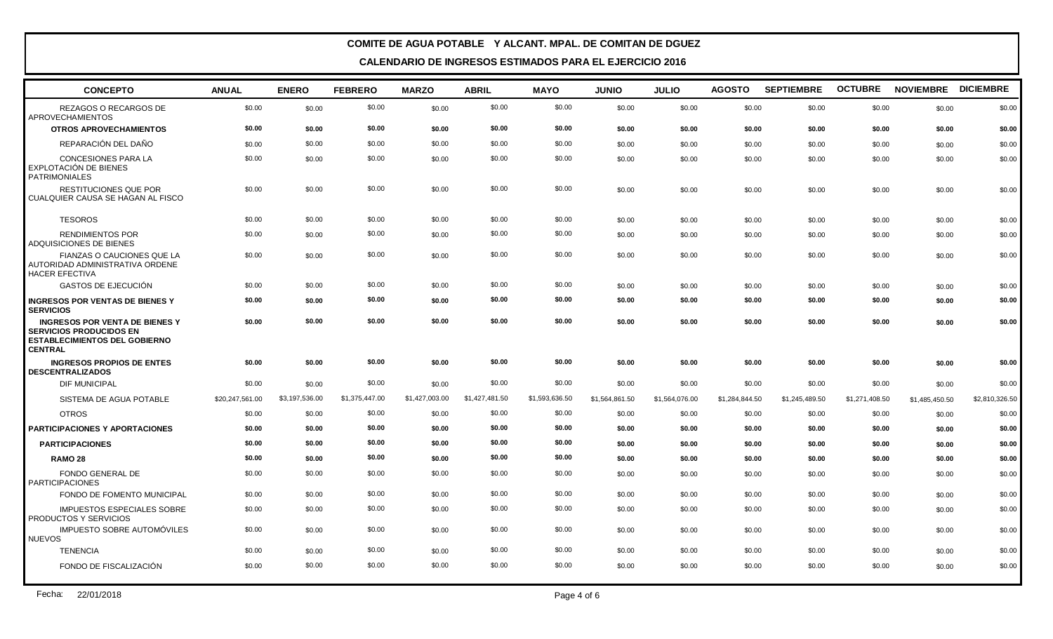## COMITE DE AGUA POTABLE Y ALCANT. MPAL. DE COMITAN DE DGUEZ

### CALENDARIO DE INGRESOS ESTIMADOS PARA EL EJERCICIO 2016

| CONCEPTO | ANUAL | ENERO | FEBRERO | MARZO | ABRIL | MAYO | JUNIO | JULIO | AGOSTO | SEPTIEMBRE | OCTUBRE | NOVIEMBRE | DICIEMBRE |
|---|---|---|---|---|---|---|---|---|---|---|---|---|---|
| REZAGOS O RECARGOS DE APROVECHAMIENTOS | $0.00 | $0.00 | $0.00 | $0.00 | $0.00 | $0.00 | $0.00 | $0.00 | $0.00 | $0.00 | $0.00 | $0.00 | $0.00 |
| **OTROS APROVECHAMIENTOS** | **$0.00** | **$0.00** | **$0.00** | **$0.00** | **$0.00** | **$0.00** | **$0.00** | **$0.00** | **$0.00** | **$0.00** | **$0.00** | **$0.00** | **$0.00** |
| REPARACIÓN DEL DAÑO | $0.00 | $0.00 | $0.00 | $0.00 | $0.00 | $0.00 | $0.00 | $0.00 | $0.00 | $0.00 | $0.00 | $0.00 | $0.00 |
| CONCESIONES PARA LA EXPLOTACIÓN DE BIENES PATRIMONIALES | $0.00 | $0.00 | $0.00 | $0.00 | $0.00 | $0.00 | $0.00 | $0.00 | $0.00 | $0.00 | $0.00 | $0.00 | $0.00 |
| RESTITUCIONES QUE POR CUALQUIER CAUSA SE HAGAN AL FISCO | $0.00 | $0.00 | $0.00 | $0.00 | $0.00 | $0.00 | $0.00 | $0.00 | $0.00 | $0.00 | $0.00 | $0.00 | $0.00 |
| TESOROS | $0.00 | $0.00 | $0.00 | $0.00 | $0.00 | $0.00 | $0.00 | $0.00 | $0.00 | $0.00 | $0.00 | $0.00 | $0.00 |
| RENDIMIENTOS POR ADQUISICIONES DE BIENES | $0.00 | $0.00 | $0.00 | $0.00 | $0.00 | $0.00 | $0.00 | $0.00 | $0.00 | $0.00 | $0.00 | $0.00 | $0.00 |
| FIANZAS O CAUCIONES QUE LA AUTORIDAD ADMINISTRATIVA ORDENE HACER EFECTIVA | $0.00 | $0.00 | $0.00 | $0.00 | $0.00 | $0.00 | $0.00 | $0.00 | $0.00 | $0.00 | $0.00 | $0.00 | $0.00 |
| GASTOS DE EJECUCIÓN | $0.00 | $0.00 | $0.00 | $0.00 | $0.00 | $0.00 | $0.00 | $0.00 | $0.00 | $0.00 | $0.00 | $0.00 | $0.00 |
| **INGRESOS POR VENTAS DE BIENES Y SERVICIOS** | **$0.00** | **$0.00** | **$0.00** | **$0.00** | **$0.00** | **$0.00** | **$0.00** | **$0.00** | **$0.00** | **$0.00** | **$0.00** | **$0.00** | **$0.00** |
| **INGRESOS POR VENTA DE BIENES Y SERVICIOS PRODUCIDOS EN ESTABLECIMIENTOS DEL GOBIERNO CENTRAL** | **$0.00** | **$0.00** | **$0.00** | **$0.00** | **$0.00** | **$0.00** | **$0.00** | **$0.00** | **$0.00** | **$0.00** | **$0.00** | **$0.00** | **$0.00** |
| **INGRESOS PROPIOS DE ENTES DESCENTRALIZADOS** | **$0.00** | **$0.00** | **$0.00** | **$0.00** | **$0.00** | **$0.00** | **$0.00** | **$0.00** | **$0.00** | **$0.00** | **$0.00** | **$0.00** | **$0.00** |
| DIF MUNICIPAL | $0.00 | $0.00 | $0.00 | $0.00 | $0.00 | $0.00 | $0.00 | $0.00 | $0.00 | $0.00 | $0.00 | $0.00 | $0.00 |
| SISTEMA DE AGUA POTABLE | $20,247,561.00 | $3,197,536.00 | $1,375,447.00 | $1,427,003.00 | $1,427,481.50 | $1,593,636.50 | $1,564,861.50 | $1,564,076.00 | $1,284,844.50 | $1,245,489.50 | $1,271,408.50 | $1,485,450.50 | $2,810,326.50 |
| OTROS | $0.00 | $0.00 | $0.00 | $0.00 | $0.00 | $0.00 | $0.00 | $0.00 | $0.00 | $0.00 | $0.00 | $0.00 | $0.00 |
| **PARTICIPACIONES Y APORTACIONES** | **$0.00** | **$0.00** | **$0.00** | **$0.00** | **$0.00** | **$0.00** | **$0.00** | **$0.00** | **$0.00** | **$0.00** | **$0.00** | **$0.00** | **$0.00** |
| **PARTICIPACIONES** | **$0.00** | **$0.00** | **$0.00** | **$0.00** | **$0.00** | **$0.00** | **$0.00** | **$0.00** | **$0.00** | **$0.00** | **$0.00** | **$0.00** | **$0.00** |
| **RAMO 28** | **$0.00** | **$0.00** | **$0.00** | **$0.00** | **$0.00** | **$0.00** | **$0.00** | **$0.00** | **$0.00** | **$0.00** | **$0.00** | **$0.00** | **$0.00** |
| FONDO GENERAL DE PARTICIPACIONES | $0.00 | $0.00 | $0.00 | $0.00 | $0.00 | $0.00 | $0.00 | $0.00 | $0.00 | $0.00 | $0.00 | $0.00 | $0.00 |
| FONDO DE FOMENTO MUNICIPAL | $0.00 | $0.00 | $0.00 | $0.00 | $0.00 | $0.00 | $0.00 | $0.00 | $0.00 | $0.00 | $0.00 | $0.00 | $0.00 |
| IMPUESTOS ESPECIALES SOBRE PRODUCTOS Y SERVICIOS | $0.00 | $0.00 | $0.00 | $0.00 | $0.00 | $0.00 | $0.00 | $0.00 | $0.00 | $0.00 | $0.00 | $0.00 | $0.00 |
| IMPUESTO SOBRE AUTOMÓVILES NUEVOS | $0.00 | $0.00 | $0.00 | $0.00 | $0.00 | $0.00 | $0.00 | $0.00 | $0.00 | $0.00 | $0.00 | $0.00 | $0.00 |
| TENENCIA | $0.00 | $0.00 | $0.00 | $0.00 | $0.00 | $0.00 | $0.00 | $0.00 | $0.00 | $0.00 | $0.00 | $0.00 | $0.00 |
| FONDO DE FISCALIZACIÓN | $0.00 | $0.00 | $0.00 | $0.00 | $0.00 | $0.00 | $0.00 | $0.00 | $0.00 | $0.00 | $0.00 | $0.00 | $0.00 |

Fecha: 22/01/2018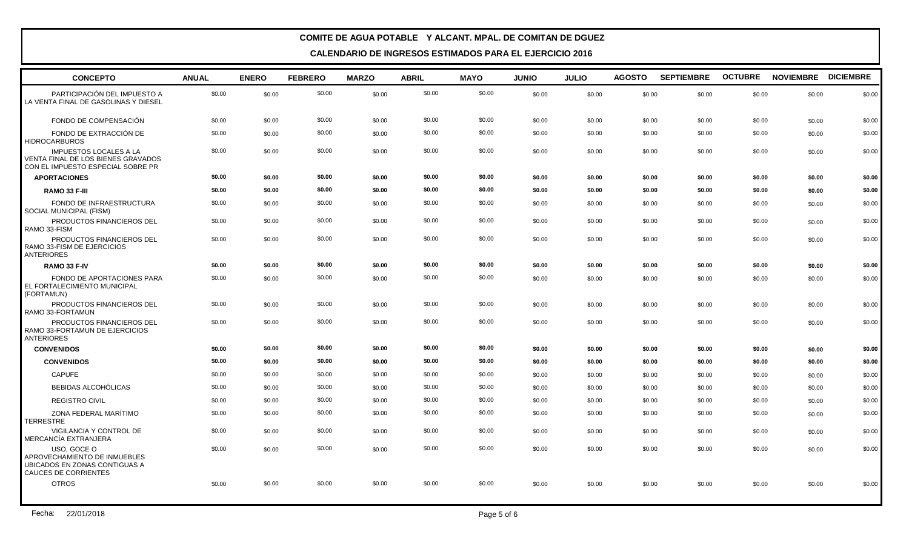**COMITE DE AGUA POTABLE Y ALCANT. MPAL. DE COMITAN DE DGUEZ**

**CALENDARIO DE INGRESOS ESTIMADOS PARA EL EJERCICIO 2016**

| CONCEPTO | ANUAL | ENERO | FEBRERO | MARZO | ABRIL | MAYO | JUNIO | JULIO | AGOSTO | SEPTIEMBRE | OCTUBRE | NOVIEMBRE | DICIEMBRE |
|---|---|---|---|---|---|---|---|---|---|---|---|---|---|
| PARTICIPACIÓN DEL IMPUESTO A LA VENTA FINAL DE GASOLINAS Y DIESEL | $0.00 | $0.00 | $0.00 | $0.00 | $0.00 | $0.00 | $0.00 | $0.00 | $0.00 | $0.00 | $0.00 | $0.00 | $0.00 |
| FONDO DE COMPENSACIÓN | $0.00 | $0.00 | $0.00 | $0.00 | $0.00 | $0.00 | $0.00 | $0.00 | $0.00 | $0.00 | $0.00 | $0.00 | $0.00 |
| FONDO DE EXTRACCIÓN DE HIDROCARBUROS | $0.00 | $0.00 | $0.00 | $0.00 | $0.00 | $0.00 | $0.00 | $0.00 | $0.00 | $0.00 | $0.00 | $0.00 | $0.00 |
| IMPUESTOS LOCALES A LA VENTA FINAL DE LOS BIENES GRAVADOS CON EL IMPUESTO ESPECIAL SOBRE PR | $0.00 | $0.00 | $0.00 | $0.00 | $0.00 | $0.00 | $0.00 | $0.00 | $0.00 | $0.00 | $0.00 | $0.00 | $0.00 |
| **APORTACIONES** | **$0.00** | **$0.00** | **$0.00** | **$0.00** | **$0.00** | **$0.00** | **$0.00** | **$0.00** | **$0.00** | **$0.00** | **$0.00** | **$0.00** | **$0.00** |
| **RAMO 33 F-III** | **$0.00** | **$0.00** | **$0.00** | **$0.00** | **$0.00** | **$0.00** | **$0.00** | **$0.00** | **$0.00** | **$0.00** | **$0.00** | **$0.00** | **$0.00** |
| FONDO DE INFRAESTRUCTURA SOCIAL MUNICIPAL (FISM) | $0.00 | $0.00 | $0.00 | $0.00 | $0.00 | $0.00 | $0.00 | $0.00 | $0.00 | $0.00 | $0.00 | $0.00 | $0.00 |
| PRODUCTOS FINANCIEROS DEL RAMO 33-FISM | $0.00 | $0.00 | $0.00 | $0.00 | $0.00 | $0.00 | $0.00 | $0.00 | $0.00 | $0.00 | $0.00 | $0.00 | $0.00 |
| PRODUCTOS FINANCIEROS DEL RAMO 33-FISM DE EJERCICIOS ANTERIORES | $0.00 | $0.00 | $0.00 | $0.00 | $0.00 | $0.00 | $0.00 | $0.00 | $0.00 | $0.00 | $0.00 | $0.00 | $0.00 |
| **RAMO 33 F-IV** | **$0.00** | **$0.00** | **$0.00** | **$0.00** | **$0.00** | **$0.00** | **$0.00** | **$0.00** | **$0.00** | **$0.00** | **$0.00** | **$0.00** | **$0.00** |
| FONDO DE APORTACIONES PARA EL FORTALECIMIENTO MUNICIPAL (FORTAMUN) | $0.00 | $0.00 | $0.00 | $0.00 | $0.00 | $0.00 | $0.00 | $0.00 | $0.00 | $0.00 | $0.00 | $0.00 | $0.00 |
| PRODUCTOS FINANCIEROS DEL RAMO 33-FORTAMUN | $0.00 | $0.00 | $0.00 | $0.00 | $0.00 | $0.00 | $0.00 | $0.00 | $0.00 | $0.00 | $0.00 | $0.00 | $0.00 |
| PRODUCTOS FINANCIEROS DEL RAMO 33-FORTAMUN DE EJERCICIOS ANTERIORES | $0.00 | $0.00 | $0.00 | $0.00 | $0.00 | $0.00 | $0.00 | $0.00 | $0.00 | $0.00 | $0.00 | $0.00 | $0.00 |
| **CONVENIDOS** | **$0.00** | **$0.00** | **$0.00** | **$0.00** | **$0.00** | **$0.00** | **$0.00** | **$0.00** | **$0.00** | **$0.00** | **$0.00** | **$0.00** | **$0.00** |
| **CONVENIDOS** | **$0.00** | **$0.00** | **$0.00** | **$0.00** | **$0.00** | **$0.00** | **$0.00** | **$0.00** | **$0.00** | **$0.00** | **$0.00** | **$0.00** | **$0.00** |
| CAPUFE | $0.00 | $0.00 | $0.00 | $0.00 | $0.00 | $0.00 | $0.00 | $0.00 | $0.00 | $0.00 | $0.00 | $0.00 | $0.00 |
| BEBIDAS ALCOHÓLICAS | $0.00 | $0.00 | $0.00 | $0.00 | $0.00 | $0.00 | $0.00 | $0.00 | $0.00 | $0.00 | $0.00 | $0.00 | $0.00 |
| REGISTRO CIVIL | $0.00 | $0.00 | $0.00 | $0.00 | $0.00 | $0.00 | $0.00 | $0.00 | $0.00 | $0.00 | $0.00 | $0.00 | $0.00 |
| ZONA FEDERAL MARÍTIMO TERRESTRE | $0.00 | $0.00 | $0.00 | $0.00 | $0.00 | $0.00 | $0.00 | $0.00 | $0.00 | $0.00 | $0.00 | $0.00 | $0.00 |
| VIGILANCIA Y CONTROL DE MERCANCÍA EXTRANJERA | $0.00 | $0.00 | $0.00 | $0.00 | $0.00 | $0.00 | $0.00 | $0.00 | $0.00 | $0.00 | $0.00 | $0.00 | $0.00 |
| USO, GOCE O APROVECHAMIENTO DE INMUEBLES UBICADOS EN ZONAS CONTIGUAS A CAUCES DE CORRIENTES | $0.00 | $0.00 | $0.00 | $0.00 | $0.00 | $0.00 | $0.00 | $0.00 | $0.00 | $0.00 | $0.00 | $0.00 | $0.00 |
| OTROS | $0.00 | $0.00 | $0.00 | $0.00 | $0.00 | $0.00 | $0.00 | $0.00 | $0.00 | $0.00 | $0.00 | $0.00 | $0.00 |

Fecha: 22/01/2018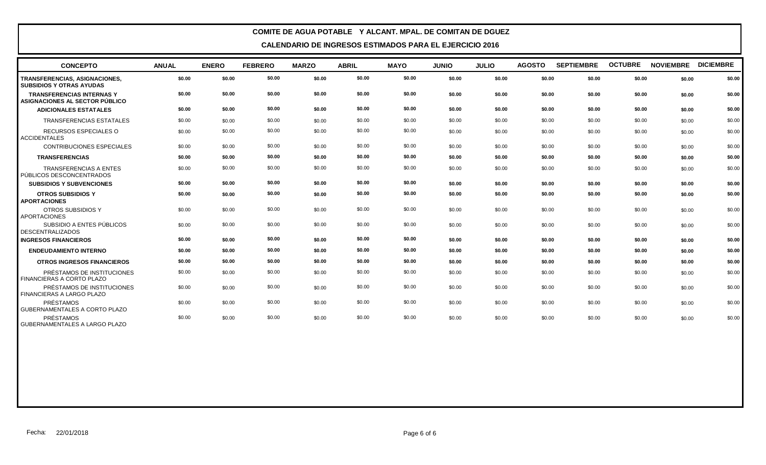**COMITE DE AGUA POTABLE Y ALCANT. MPAL. DE COMITAN DE DGUEZ**

**CALENDARIO DE INGRESOS ESTIMADOS PARA EL EJERCICIO 2016**

| CONCEPTO | ANUAL | ENERO | FEBRERO | MARZO | ABRIL | MAYO | JUNIO | JULIO | AGOSTO | SEPTIEMBRE | OCTUBRE | NOVIEMBRE | DICIEMBRE |
|---|---|---|---|---|---|---|---|---|---|---|---|---|---|
| **TRANSFERENCIAS, ASIGNACIONES, SUBSIDIOS Y OTRAS AYUDAS** | **$0.00** | **$0.00** | **$0.00** | **$0.00** | **$0.00** | **$0.00** | **$0.00** | **$0.00** | **$0.00** | **$0.00** | **$0.00** | **$0.00** | **$0.00** |
| **TRANSFERENCIAS INTERNAS Y ASIGNACIONES AL SECTOR PÚBLICO** | **$0.00** | **$0.00** | **$0.00** | **$0.00** | **$0.00** | **$0.00** | **$0.00** | **$0.00** | **$0.00** | **$0.00** | **$0.00** | **$0.00** | **$0.00** |
| **ADICIONALES ESTATALES** | **$0.00** | **$0.00** | **$0.00** | **$0.00** | **$0.00** | **$0.00** | **$0.00** | **$0.00** | **$0.00** | **$0.00** | **$0.00** | **$0.00** | **$0.00** |
| TRANSFERENCIAS ESTATALES | $0.00 | $0.00 | $0.00 | $0.00 | $0.00 | $0.00 | $0.00 | $0.00 | $0.00 | $0.00 | $0.00 | $0.00 | $0.00 |
| RECURSOS ESPECIALES O ACCIDENTALES | $0.00 | $0.00 | $0.00 | $0.00 | $0.00 | $0.00 | $0.00 | $0.00 | $0.00 | $0.00 | $0.00 | $0.00 | $0.00 |
| CONTRIBUCIONES ESPECIALES | $0.00 | $0.00 | $0.00 | $0.00 | $0.00 | $0.00 | $0.00 | $0.00 | $0.00 | $0.00 | $0.00 | $0.00 | $0.00 |
| **TRANSFERENCIAS** | **$0.00** | **$0.00** | **$0.00** | **$0.00** | **$0.00** | **$0.00** | **$0.00** | **$0.00** | **$0.00** | **$0.00** | **$0.00** | **$0.00** | **$0.00** |
| TRANSFERENCIAS A ENTES PÚBLICOS DESCONCENTRADOS | $0.00 | $0.00 | $0.00 | $0.00 | $0.00 | $0.00 | $0.00 | $0.00 | $0.00 | $0.00 | $0.00 | $0.00 | $0.00 |
| **SUBSIDIOS Y SUBVENCIONES** | **$0.00** | **$0.00** | **$0.00** | **$0.00** | **$0.00** | **$0.00** | **$0.00** | **$0.00** | **$0.00** | **$0.00** | **$0.00** | **$0.00** | **$0.00** |
| **OTROS SUBSIDIOS Y APORTACIONES** | **$0.00** | **$0.00** | **$0.00** | **$0.00** | **$0.00** | **$0.00** | **$0.00** | **$0.00** | **$0.00** | **$0.00** | **$0.00** | **$0.00** | **$0.00** |
| OTROS SUBSIDIOS Y APORTACIONES | $0.00 | $0.00 | $0.00 | $0.00 | $0.00 | $0.00 | $0.00 | $0.00 | $0.00 | $0.00 | $0.00 | $0.00 | $0.00 |
| SUBSIDIO A ENTES PÚBLICOS DESCENTRALIZADOS | $0.00 | $0.00 | $0.00 | $0.00 | $0.00 | $0.00 | $0.00 | $0.00 | $0.00 | $0.00 | $0.00 | $0.00 | $0.00 |
| **INGRESOS FINANCIEROS** | **$0.00** | **$0.00** | **$0.00** | **$0.00** | **$0.00** | **$0.00** | **$0.00** | **$0.00** | **$0.00** | **$0.00** | **$0.00** | **$0.00** | **$0.00** |
| **ENDEUDAMIENTO INTERNO** | **$0.00** | **$0.00** | **$0.00** | **$0.00** | **$0.00** | **$0.00** | **$0.00** | **$0.00** | **$0.00** | **$0.00** | **$0.00** | **$0.00** | **$0.00** |
| **OTROS INGRESOS FINANCIEROS** | **$0.00** | **$0.00** | **$0.00** | **$0.00** | **$0.00** | **$0.00** | **$0.00** | **$0.00** | **$0.00** | **$0.00** | **$0.00** | **$0.00** | **$0.00** |
| PRÉSTAMOS DE INSTITUCIONES FINANCIERAS A CORTO PLAZO | $0.00 | $0.00 | $0.00 | $0.00 | $0.00 | $0.00 | $0.00 | $0.00 | $0.00 | $0.00 | $0.00 | $0.00 | $0.00 |
| PRÉSTAMOS DE INSTITUCIONES FINANCIERAS A LARGO PLAZO | $0.00 | $0.00 | $0.00 | $0.00 | $0.00 | $0.00 | $0.00 | $0.00 | $0.00 | $0.00 | $0.00 | $0.00 | $0.00 |
| PRÉSTAMOS GUBERNAMENTALES A CORTO PLAZO | $0.00 | $0.00 | $0.00 | $0.00 | $0.00 | $0.00 | $0.00 | $0.00 | $0.00 | $0.00 | $0.00 | $0.00 | $0.00 |
| PRÉSTAMOS GUBERNAMENTALES A LARGO PLAZO | $0.00 | $0.00 | $0.00 | $0.00 | $0.00 | $0.00 | $0.00 | $0.00 | $0.00 | $0.00 | $0.00 | $0.00 | $0.00 |

Fecha: 22/01/2018